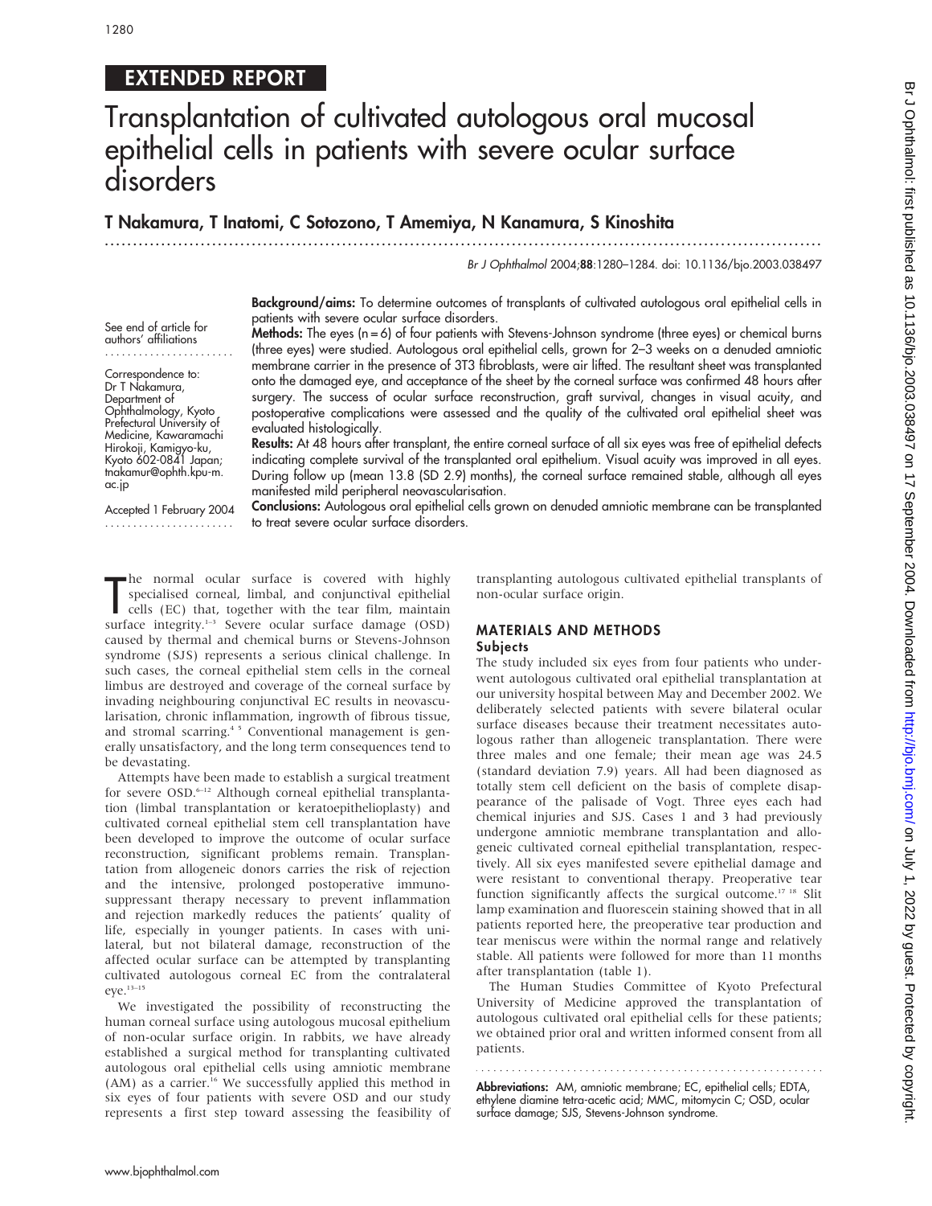## EXTENDED REPORT

# Transplantation of cultivated autologous oral mucosal epithelial cells in patients with severe ocular surface disorders

**T Nakamura, T Inatomi, C Sotozono, T Amemiya, N Kanamura, S Kinoshita**

Br J Ophthalmol 2004;**88**:1280–1284. doi: 10.1136/bjo.2003.038497

See end of article for authors' affiliations

Correspondence to: Dr T Nakamura, Department of Ophthalmology, Kyoto Prefectural University of Medicine, Kawaramachi Hirokoji, Kamigyo-ku, Kyoto 602-0841 Japan; tnakamur@ophth.kpu-m.ac.jp

Accepted 1 February 2004

**Background/aims:** To determine outcomes of transplants of cultivated autologous oral epithelial cells in patients with severe ocular surface disorders.

**Methods:** The eyes (n = 6) of four patients with Stevens-Johnson syndrome (three eyes) or chemical burns (three eyes) were studied. Autologous oral epithelial cells, grown for 2–3 weeks on a denuded amniotic membrane carrier in the presence of 3T3 fibroblasts, were air lifted. The resultant sheet was transplanted onto the damaged eye, and acceptance of the sheet by the corneal surface was confirmed 48 hours after surgery. The success of ocular surface reconstruction, graft survival, changes in visual acuity, and postoperative complications were assessed and the quality of the cultivated oral epithelial sheet was evaluated histologically.

**Results:** At 48 hours after transplant, the entire corneal surface of all six eyes was free of epithelial defects indicating complete survival of the transplanted oral epithelium. Visual acuity was improved in all eyes. During follow up (mean 13.8 (SD 2.9) months), the corneal surface remained stable, although all eyes manifested mild peripheral neovascularisation.

**Conclusions:** Autologous oral epithelial cells grown on denuded amniotic membrane can be transplanted to treat severe ocular surface disorders.

The normal ocular surface is covered with highly specialised corneal, limbal, and conjunctival epithelial cells (EC) that, together with the tear film, maintain surface integrity.[1–3] Severe ocular surface damage (OSD) caused by thermal and chemical burns or Stevens-Johnson syndrome (SJS) represents a serious clinical challenge. In such cases, the corneal epithelial stem cells in the corneal limbus are destroyed and coverage of the corneal surface by invading neighbouring conjunctival EC results in neovascularisation, chronic inflammation, ingrowth of fibrous tissue, and stromal scarring.[4 5] Conventional management is generally unsatisfactory, and the long term consequences tend to be devastating.

Attempts have been made to establish a surgical treatment for severe OSD.[6–12] Although corneal epithelial transplantation (limbal transplantation or keratoepithelioplasty) and cultivated corneal epithelial stem cell transplantation have been developed to improve the outcome of ocular surface reconstruction, significant problems remain. Transplantation from allogeneic donors carries the risk of rejection and the intensive, prolonged postoperative immunosuppressant therapy necessary to prevent inflammation and rejection markedly reduces the patients' quality of life, especially in younger patients. In cases with unilateral, but not bilateral damage, reconstruction of the affected ocular surface can be attempted by transplanting cultivated autologous corneal EC from the contralateral eye.[13–15]

We investigated the possibility of reconstructing the human corneal surface using autologous mucosal epithelium of non-ocular surface origin. In rabbits, we have already established a surgical method for transplanting cultivated autologous oral epithelial cells using amniotic membrane (AM) as a carrier.[16] We successfully applied this method in six eyes of four patients with severe OSD and our study represents a first step toward assessing the feasibility of transplanting autologous cultivated epithelial transplants of non-ocular surface origin.

## MATERIALS AND METHODS

### Subjects

The study included six eyes from four patients who underwent autologous cultivated oral epithelial transplantation at our university hospital between May and December 2002. We deliberately selected patients with severe bilateral ocular surface diseases because their treatment necessitates autologous rather than allogeneic transplantation. There were three males and one female; their mean age was 24.5 (standard deviation 7.9) years. All had been diagnosed as totally stem cell deficient on the basis of complete disappearance of the palisade of Vogt. Three eyes each had chemical injuries and SJS. Cases 1 and 3 had previously undergone amniotic membrane transplantation and allogeneic cultivated corneal epithelial transplantation, respectively. All six eyes manifested severe epithelial damage and were resistant to conventional therapy. Preoperative tear function significantly affects the surgical outcome.[17 18] Slit lamp examination and fluorescein staining showed that in all patients reported here, the preoperative tear production and tear meniscus were within the normal range and relatively stable. All patients were followed for more than 11 months after transplantation (table 1).

The Human Studies Committee of Kyoto Prefectural University of Medicine approved the transplantation of autologous cultivated oral epithelial cells for these patients; we obtained prior oral and written informed consent from all patients.

**Abbreviations:** AM, amniotic membrane; EC, epithelial cells; EDTA, ethylene diamine tetra-acetic acid; MMC, mitomycin C; OSD, ocular surface damage; SJS, Stevens-Johnson syndrome.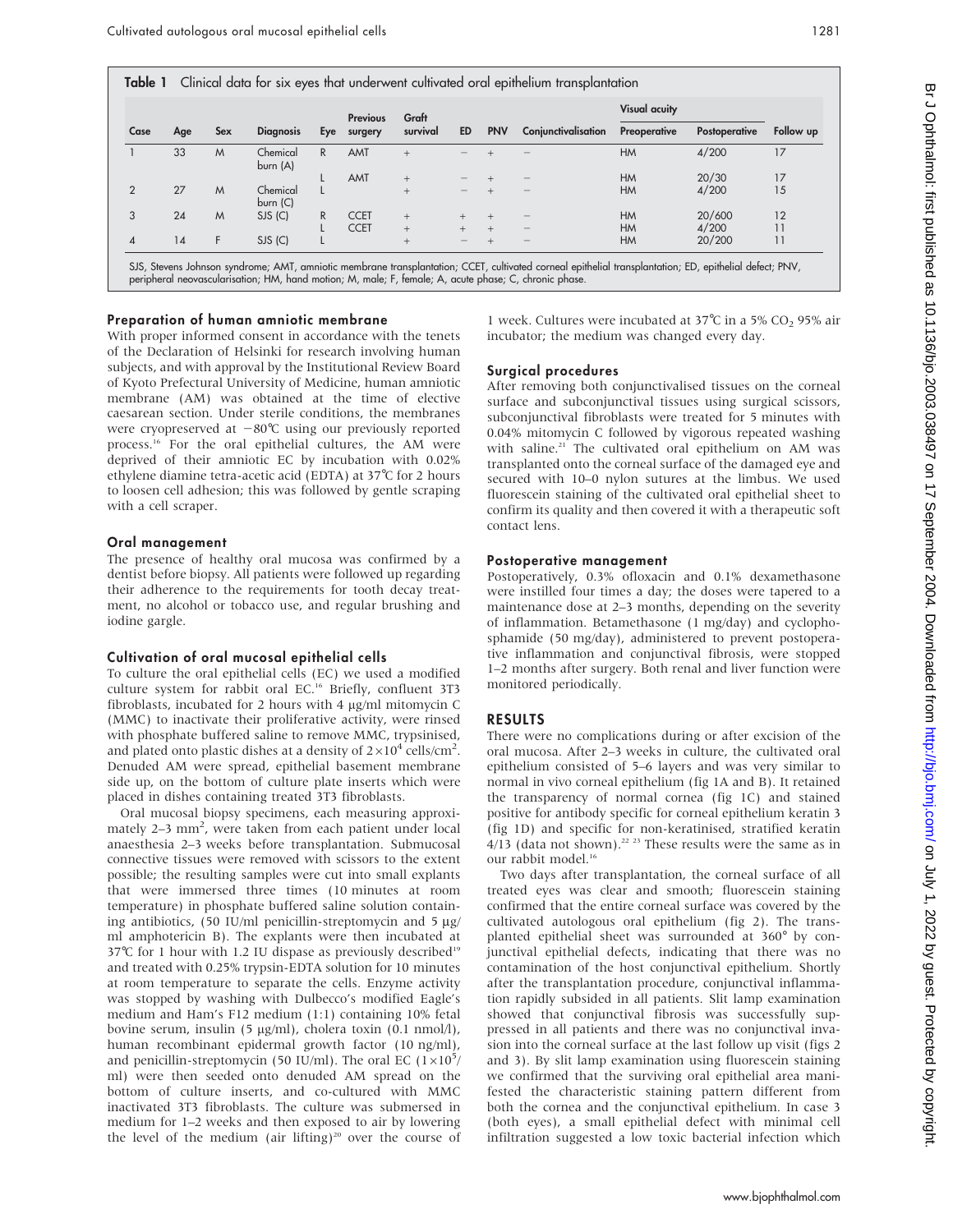**Table 1** Clinical data for six eyes that underwent cultivated oral epithelium transplantation

| Case | Age | Sex | Diagnosis | Eye | Previous surgery | Graft survival | ED | PNV | Conjunctivalisation | Visual acuity | | Follow up |
|---|---|---|---|---|---|---|---|---|---|---|---|---|
| | | | | | | | | | | Preoperative | Postoperative | |
| 1 | 33 | M | Chemical burn (A) | R | AMT | + | − | + | − | HM | 4/200 | 17 |
| | | | | L | AMT | + | − | + | − | HM | 20/30 | 17 |
| 2 | 27 | M | Chemical burn (C) | L | | + | − | + | − | HM | 4/200 | 15 |
| 3 | 24 | M | SJS (C) | R | CCET | + | + | + | − | HM | 20/600 | 12 |
| | | | | L | CCET | + | + | + | − | HM | 4/200 | 11 |
| 4 | 14 | F | SJS (C) | L | | + | − | + | − | HM | 20/200 | 11 |

SJS, Stevens Johnson syndrome; AMT, amniotic membrane transplantation; CCET, cultivated corneal epithelial transplantation; ED, epithelial defect; PNV, peripheral neovascularisation; HM, hand motion; M, male; F, female; A, acute phase; C, chronic phase.

### Preparation of human amniotic membrane

With proper informed consent in accordance with the tenets of the Declaration of Helsinki for research involving human subjects, and with approval by the Institutional Review Board of Kyoto Prefectural University of Medicine, human amniotic membrane (AM) was obtained at the time of elective caesarean section. Under sterile conditions, the membranes were cryopreserved at −80°C using our previously reported process.[16] For the oral epithelial cultures, the AM were deprived of their amniotic EC by incubation with 0.02% ethylene diamine tetra-acetic acid (EDTA) at 37°C for 2 hours to loosen cell adhesion; this was followed by gentle scraping with a cell scraper.

### Oral management

The presence of healthy oral mucosa was confirmed by a dentist before biopsy. All patients were followed up regarding their adherence to the requirements for tooth decay treatment, no alcohol or tobacco use, and regular brushing and iodine gargle.

### Cultivation of oral mucosal epithelial cells

To culture the oral epithelial cells (EC) we used a modified culture system for rabbit oral EC.[16] Briefly, confluent 3T3 fibroblasts, incubated for 2 hours with 4 µg/ml mitomycin C (MMC) to inactivate their proliferative activity, were rinsed with phosphate buffered saline to remove MMC, trypsinised, and plated onto plastic dishes at a density of $2\times10^4$ cells/cm$^2$. Denuded AM were spread, epithelial basement membrane side up, on the bottom of culture plate inserts which were placed in dishes containing treated 3T3 fibroblasts.

Oral mucosal biopsy specimens, each measuring approximately 2–3 mm$^2$, were taken from each patient under local anaesthesia 2–3 weeks before transplantation. Submucosal connective tissues were removed with scissors to the extent possible; the resulting samples were cut into small explants that were immersed three times (10 minutes at room temperature) in phosphate buffered saline solution containing antibiotics, (50 IU/ml penicillin-streptomycin and 5 µg/ml amphotericin B). The explants were then incubated at 37°C for 1 hour with 1.2 IU dispase as previously described[19] and treated with 0.25% trypsin-EDTA solution for 10 minutes at room temperature to separate the cells. Enzyme activity was stopped by washing with Dulbecco's modified Eagle's medium and Ham's F12 medium (1:1) containing 10% fetal bovine serum, insulin (5 µg/ml), cholera toxin (0.1 nmol/l), human recombinant epidermal growth factor (10 ng/ml), and penicillin-streptomycin (50 IU/ml). The oral EC ($1\times10^5$/ml) were then seeded onto denuded AM spread on the bottom of culture inserts, and co-cultured with MMC inactivated 3T3 fibroblasts. The culture was submersed in medium for 1–2 weeks and then exposed to air by lowering the level of the medium (air lifting)[20] over the course of 1 week. Cultures were incubated at 37°C in a 5% $CO_2$ 95% air incubator; the medium was changed every day.

### Surgical procedures

After removing both conjunctivalised tissues on the corneal surface and subconjunctival tissues using surgical scissors, subconjunctival fibroblasts were treated for 5 minutes with 0.04% mitomycin C followed by vigorous repeated washing with saline.[21] The cultivated oral epithelium on AM was transplanted onto the corneal surface of the damaged eye and secured with 10–0 nylon sutures at the limbus. We used fluorescein staining of the cultivated oral epithelial sheet to confirm its quality and then covered it with a therapeutic soft contact lens.

### Postoperative management

Postoperatively, 0.3% ofloxacin and 0.1% dexamethasone were instilled four times a day; the doses were tapered to a maintenance dose at 2–3 months, depending on the severity of inflammation. Betamethasone (1 mg/day) and cyclophosphamide (50 mg/day), administered to prevent postoperative inflammation and conjunctival fibrosis, were stopped 1–2 months after surgery. Both renal and liver function were monitored periodically.

## RESULTS

There were no complications during or after excision of the oral mucosa. After 2–3 weeks in culture, the cultivated oral epithelium consisted of 5–6 layers and was very similar to normal in vivo corneal epithelium (fig 1A and B). It retained the transparency of normal cornea (fig 1C) and stained positive for antibody specific for corneal epithelium keratin 3 (fig 1D) and specific for non-keratinised, stratified keratin 4/13 (data not shown).[22,23] These results were the same as in our rabbit model.[16]

Two days after transplantation, the corneal surface of all treated eyes was clear and smooth; fluorescein staining confirmed that the entire corneal surface was covered by the cultivated autologous oral epithelium (fig 2). The transplanted epithelial sheet was surrounded at 360° by conjunctival epithelial defects, indicating that there was no contamination of the host conjunctival epithelium. Shortly after the transplantation procedure, conjunctival inflammation rapidly subsided in all patients. Slit lamp examination showed that conjunctival fibrosis was successfully suppressed in all patients and there was no conjunctival invasion into the corneal surface at the last follow up visit (figs 2 and 3). By slit lamp examination using fluorescein staining we confirmed that the surviving oral epithelial area manifested the characteristic staining pattern different from both the cornea and the conjunctival epithelium. In case 3 (both eyes), a small epithelial defect with minimal cell infiltration suggested a low toxic bacterial infection which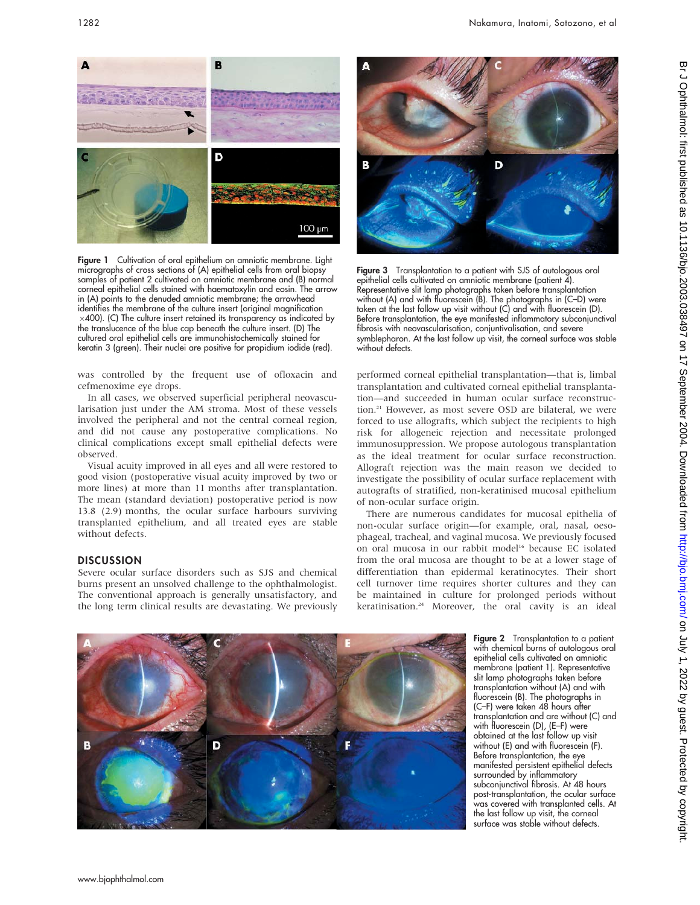Figure 1 Cultivation of oral epithelium on amniotic membrane. Light micrographs of cross sections of (A) epithelial cells from oral biopsy samples of patient 2 cultivated on amniotic membrane and (B) normal corneal epithelial cells stained with haematoxylin and eosin. The arrow in (A) points to the denuded amniotic membrane; the arrowhead identifies the membrane of the culture insert (original magnification ×400). (C) The culture insert retained its transparency as indicated by the translucence of the blue cap beneath the culture insert. (D) The cultured oral epithelial cells are immunohistochemically stained for keratin 3 (green). Their nuclei are positive for propidium iodide (red).

Figure 3 Transplantation to a patient with SJS of autologous oral epithelial cells cultivated on amniotic membrane (patient 4). Representative slit lamp photographs taken before transplantation without (A) and with fluorescein (B). The photographs in (C–D) were taken at the last follow up visit without (C) and with fluorescein (D). Before transplantation, the eye manifested inflammatory subconjunctival fibrosis with neovascularisation, conjuntivalisation, and severe symblepharon. At the last follow up visit, the corneal surface was stable without defects.

was controlled by the frequent use of ofloxacin and cefmenoxime eye drops.

In all cases, we observed superficial peripheral neovascularisation just under the AM stroma. Most of these vessels involved the peripheral and not the central corneal region, and did not cause any postoperative complications. No clinical complications except small epithelial defects were observed.

Visual acuity improved in all eyes and all were restored to good vision (postoperative visual acuity improved by two or more lines) at more than 11 months after transplantation. The mean (standard deviation) postoperative period is now 13.8 (2.9) months, the ocular surface harbours surviving transplanted epithelium, and all treated eyes are stable without defects.

## DISCUSSION

Severe ocular surface disorders such as SJS and chemical burns present an unsolved challenge to the ophthalmologist. The conventional approach is generally unsatisfactory, and the long term clinical results are devastating. We previously performed corneal epithelial transplantation—that is, limbal transplantation and cultivated corneal epithelial transplantation—and succeeded in human ocular surface reconstruction.[21] However, as most severe OSD are bilateral, we were forced to use allografts, which subject the recipients to high risk for allogeneic rejection and necessitate prolonged immunosuppression. We propose autologous transplantation as the ideal treatment for ocular surface reconstruction. Allograft rejection was the main reason we decided to investigate the possibility of ocular surface replacement with autografts of stratified, non-keratinised mucosal epithelium of non-ocular surface origin.

There are numerous candidates for mucosal epithelia of non-ocular surface origin—for example, oral, nasal, oesophageal, tracheal, and vaginal mucosa. We previously focused on oral mucosa in our rabbit model[16] because EC isolated from the oral mucosa are thought to be at a lower stage of differentiation than epidermal keratinocytes. Their short cell turnover time requires shorter cultures and they can be maintained in culture for prolonged periods without keratinisation.[24] Moreover, the oral cavity is an ideal

Figure 2 Transplantation to a patient with chemical burns of autologous oral epithelial cells cultivated on amniotic membrane (patient 1). Representative slit lamp photographs taken before transplantation without (A) and with fluorescein (B). The photographs in (C–F) were taken 48 hours after transplantation and are without (C) and with fluorescein (D), (E–F) were obtained at the last follow up visit without (E) and with fluorescein (F). Before transplantation, the eye manifested persistent epithelial defects surrounded by inflammatory subconjunctival fibrosis. At 48 hours post-transplantation, the ocular surface was covered with transplanted cells. At the last follow up visit, the corneal surface was stable without defects.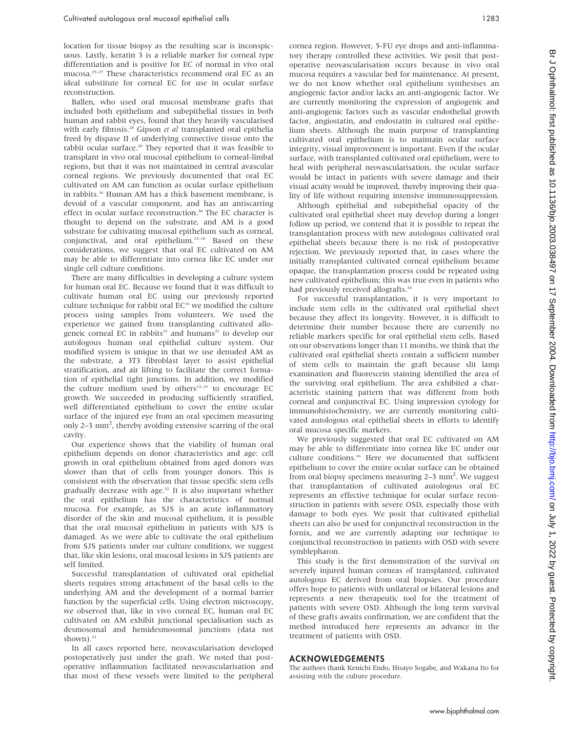location for tissue biopsy as the resulting scar is inconspicuous. Lastly, keratin 3 is a reliable marker for corneal type differentiation and is positive for EC of normal in vivo oral mucosa.[25–27] These characteristics recommend oral EC as an ideal substitute for corneal EC for use in ocular surface reconstruction.

Ballen, who used oral mucosal membrane grafts that included both epithelium and subepithelial tissues in both human and rabbit eyes, found that they heavily vascularised with early fibrosis.[28] Gipson *et al* transplanted oral epithelia freed by dispase II of underlying connective tissue onto the rabbit ocular surface.[29] They reported that it was feasible to transplant in vivo oral mucosal epithelium to corneal-limbal regions, but that it was not maintained in central avascular corneal regions. We previously documented that oral EC cultivated on AM can function as ocular surface epithelium in rabbits.[16] Human AM has a thick basement membrane, is devoid of a vascular component, and has an antiscarring effect in ocular surface reconstruction.[30] The EC character is thought to depend on the substrate, and AM is a good substrate for cultivating mucosal epithelium such as corneal, conjunctival, and oral epithelium.[12–16] Based on these considerations, we suggest that oral EC cultivated on AM may be able to differentiate into cornea like EC under our single cell culture conditions.

There are many difficulties in developing a culture system for human oral EC. Because we found that it was difficult to cultivate human oral EC using our previously reported culture technique for rabbit oral EC[16] we modified the culture process using samples from volunteers. We used the experience we gained from transplanting cultivated allogeneic corneal EC in rabbits[31] and humans[21] to develop our autologous human oral epithelial culture system. Our modified system is unique in that we use denuded AM as the substrate, a 3T3 fibroblast layer to assist epithelial stratification, and air lifting to facilitate the correct formation of epithelial tight junctions. In addition, we modified the culture medium used by others[13–15] to encourage EC growth. We succeeded in producing sufficiently stratified, well differentiated epithelium to cover the entire ocular surface of the injured eye from an oral specimen measuring only 2–3 mm$^2$, thereby avoiding extensive scarring of the oral cavity.

Our experience shows that the viability of human oral epithelium depends on donor characteristics and age: cell growth in oral epithelium obtained from aged donors was slower than that of cells from younger donors. This is consistent with the observation that tissue specific stem cells gradually decrease with age.[32] It is also important whether the oral epithelium has the characteristics of normal mucosa. For example, as SJS is an acute inflammatory disorder of the skin and mucosal epithelium, it is possible that the oral mucosal epithelium in patients with SJS is damaged. As we were able to cultivate the oral epithelium from SJS patients under our culture conditions, we suggest that, like skin lesions, oral mucosal lesions in SJS patients are self limited.

Successful transplantation of cultivated oral epithelial sheets requires strong attachment of the basal cells to the underlying AM and the development of a normal barrier function by the superficial cells. Using electron microscopy, we observed that, like in vivo corneal EC, human oral EC cultivated on AM exhibit junctional specialisation such as desmosomal and hemidesmosomal junctions (data not shown).[33]

In all cases reported here, neovascularisation developed postoperatively just under the graft. We noted that postoperative inflammation facilitated neovascularisation and that most of these vessels were limited to the peripheral cornea region. However, 5-FU eye drops and anti-inflammatory therapy controlled these activities. We posit that postoperative neovascularisation occurs because in vivo oral mucosa requires a vascular bed for maintenance. At present, we do not know whether oral epithelium synthesises an angiogenic factor and/or lacks an anti-angiogenic factor. We are currently monitoring the expression of angiogenic and anti-angiogenic factors such as vascular endothelial growth factor, angiostatin, and endostatin in cultured oral epithelium sheets. Although the main purpose of transplanting cultivated oral epithelium is to maintain ocular surface integrity, visual improvement is important. Even if the ocular surface, with transplanted cultivated oral epithelium, were to heal with peripheral neovascularisation, the ocular surface would be intact in patients with severe damage and their visual acuity would be improved, thereby improving their quality of life without requiring intensive immunosuppression.

Although epithelial and subepithelial opacity of the cultivated oral epithelial sheet may develop during a longer follow up period, we contend that it is possible to repeat the transplantation process with new autologous cultivated oral epithelial sheets because there is no risk of postoperative rejection. We previously reported that, in cases where the initially transplanted cultivated corneal epithelium became opaque, the transplantation process could be repeated using new cultivated epithelium; this was true even in patients who had previously received allografts.[34]

For successful transplantation, it is very important to include stem cells in the cultivated oral epithelial sheet because they affect its longevity. However, it is difficult to determine their number because there are currently no reliable markers specific for oral epithelial stem cells. Based on our observations longer than 11 months, we think that the cultivated oral epithelial sheets contain a sufficient number of stem cells to maintain the graft because slit lamp examination and fluorescein staining identified the area of the surviving oral epithelium. The area exhibited a characteristic staining pattern that was different from both corneal and conjunctival EC. Using impression cytology for immunohistochemistry, we are currently monitoring cultivated autologous oral epithelial sheets in efforts to identify oral mucosa specific markers.

We previously suggested that oral EC cultivated on AM may be able to differentiate into cornea like EC under our culture conditions.[16] Here we documented that sufficient epithelium to cover the entire ocular surface can be obtained from oral biopsy specimens measuring 2–3 mm$^2$. We suggest that transplantation of cultivated autologous oral EC represents an effective technique for ocular surface reconstruction in patients with severe OSD, especially those with damage to both eyes. We posit that cultivated epithelial sheets can also be used for conjunctival reconstruction in the fornix, and we are currently adapting our technique to conjunctival reconstruction in patients with OSD with severe symblepharon.

This study is the first demonstration of the survival on severely injured human corneas of transplanted, cultivated autologous EC derived from oral biopsies. Our procedure offers hope to patients with unilateral or bilateral lesions and represents a new therapeutic tool for the treatment of patients with severe OSD. Although the long term survival of these grafts awaits confirmation, we are confident that the method introduced here represents an advance in the treatment of patients with OSD.

## ACKNOWLEDGEMENTS

The authors thank Kenichi Endo, Hisayo Sogabe, and Wakana Ito for assisting with the culture procedure.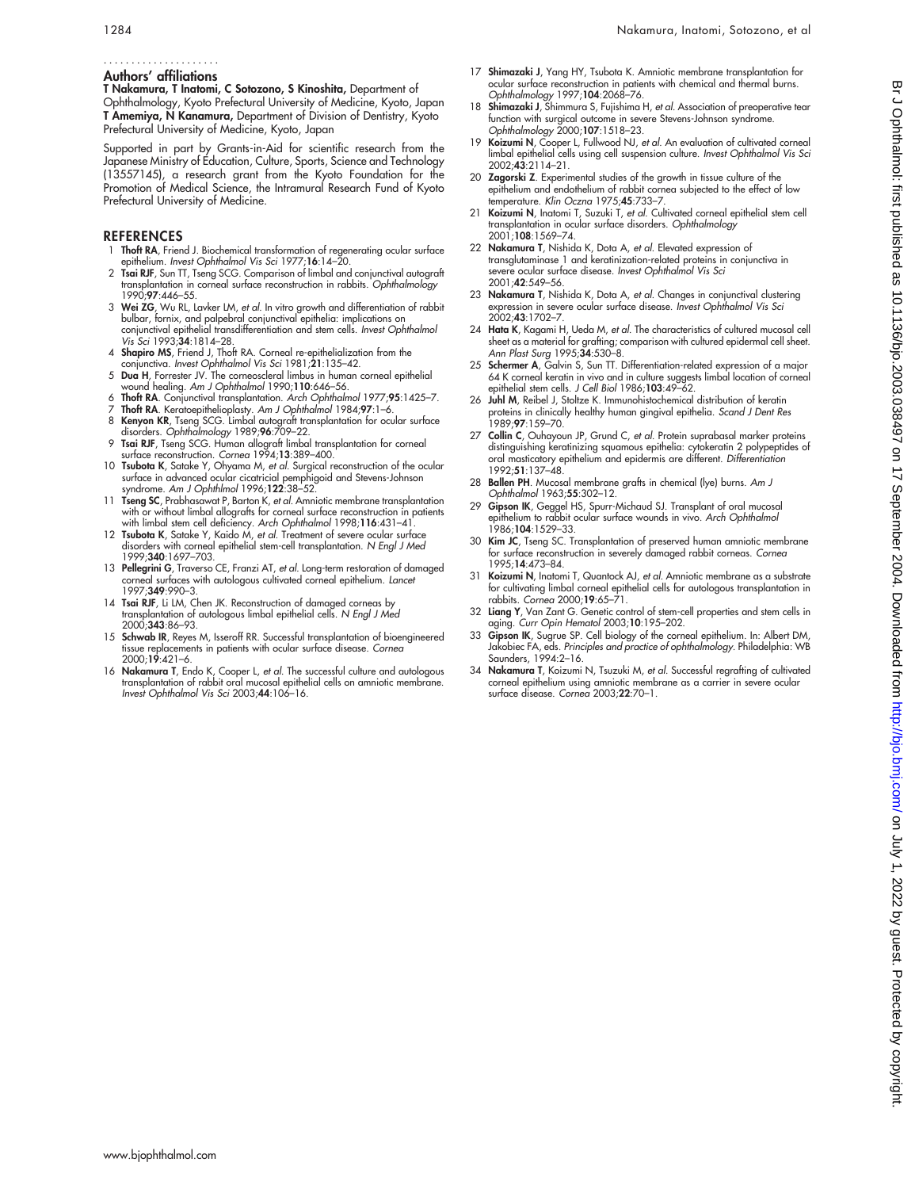## Authors' affiliations

**T Nakamura, T Inatomi, C Sotozono, S Kinoshita,** Department of Ophthalmology, Kyoto Prefectural University of Medicine, Kyoto, Japan
**T Amemiya, N Kanamura,** Department of Division of Dentistry, Kyoto Prefectural University of Medicine, Kyoto, Japan

Supported in part by Grants-in-Aid for scientific research from the Japanese Ministry of Education, Culture, Sports, Science and Technology (13557145), a research grant from the Kyoto Foundation for the Promotion of Medical Science, the Intramural Research Fund of Kyoto Prefectural University of Medicine.

## REFERENCES

1. **Thoft RA**, Friend J. Biochemical transformation of regenerating ocular surface epithelium. *Invest Ophthalmol Vis Sci* 1977;**16**:14–20.
2. **Tsai RJF**, Sun TT, Tseng SCG. Comparison of limbal and conjunctival autograft transplantation in corneal surface reconstruction in rabbits. *Ophthalmology* 1990;**97**:446–55.
3. **Wei ZG**, Wu RL, Lavker LM, *et al*. In vitro growth and differentiation of rabbit bulbar, fornix, and palpebral conjunctival epithelia: implications on conjunctival epithelial transdifferentiation and stem cells. *Invest Ophthalmol Vis Sci* 1993;**34**:1814–28.
4. **Shapiro MS**, Friend J, Thoft RA. Corneal re-epithelialization from the conjunctiva. *Invest Ophthalmol Vis Sci* 1981;**21**:135–42.
5. **Dua H**, Forrester JV. The corneoscleral limbus in human corneal epithelial wound healing. *Am J Ophthalmol* 1990;**110**:646–56.
6. **Thoft RA**. Conjunctival transplantation. *Arch Ophthalmol* 1977;**95**:1425–7.
7. **Thoft RA**. Keratoepithelioplasty. *Am J Ophthalmol* 1984;**97**:1–6.
8. **Kenyon KR**, Tseng SCG. Limbal autograft transplantation for ocular surface disorders. *Ophthalmology* 1989;**96**:709–22.
9. **Tsai RJF**, Tseng SCG. Human allograft limbal transplantation for corneal surface reconstruction. *Cornea* 1994;**13**:389–400.
10. **Tsubota K**, Satake Y, Ohyama M, *et al*. Surgical reconstruction of the ocular surface in advanced ocular cicatricial pemphigoid and Stevens-Johnson syndrome. *Am J Ophthlmol* 1996;**122**:38–52.
11. **Tseng SC**, Prabhasawat P, Barton K, *et al*. Amniotic membrane transplantation with or without limbal allografts for corneal surface reconstruction in patients with limbal stem cell deficiency. *Arch Ophthalmol* 1998;**116**:431–41.
12. **Tsubota K**, Satake Y, Kaido M, *et al*. Treatment of severe ocular surface disorders with corneal epithelial stem-cell transplantation. *N Engl J Med* 1999;**340**:1697–703.
13. **Pellegrini G**, Traverso CE, Franzi AT, *et al*. Long-term restoration of damaged corneal surfaces with autologous cultivated corneal epithelium. *Lancet* 1997;**349**:990–3.
14. **Tsai RJF**, Li LM, Chen JK. Reconstruction of damaged corneas by transplantation of autologous limbal epithelial cells. *N Engl J Med* 2000;**343**:86–93.
15. **Schwab IR**, Reyes M, Isseroff RR. Successful transplantation of bioengineered tissue replacements in patients with ocular surface disease. *Cornea* 2000;**19**:421–6.
16. **Nakamura T**, Endo K, Cooper L, *et al*. The successful culture and autologous transplantation of rabbit oral mucosal epithelial cells on amniotic membrane. *Invest Ophthalmol Vis Sci* 2003;**44**:106–16.
17. **Shimazaki J**, Yang HY, Tsubota K. Amniotic membrane transplantation for ocular surface reconstruction in patients with chemical and thermal burns. *Ophthalmology* 1997;**104**:2068–76.
18. **Shimazaki J**, Shimmura S, Fujishima H, *et al*. Association of preoperative tear function with surgical outcome in severe Stevens-Johnson syndrome. *Ophthalmology* 2000;**107**:1518–23.
19. **Koizumi N**, Cooper L, Fullwood NJ, *et al*. An evaluation of cultivated corneal limbal epithelial cells using cell suspension culture. *Invest Ophthalmol Vis Sci* 2002;**43**:2114–21.
20. **Zagorski Z**. Experimental studies of the growth in tissue culture of the epithelium and endothelium of rabbit cornea subjected to the effect of low temperature. *Klin Oczna* 1975;**45**:733–7.
21. **Koizumi N**, Inatomi T, Suzuki T, *et al*. Cultivated corneal epithelial stem cell transplantation in ocular surface disorders. *Ophthalmology* 2001;**108**:1569–74.
22. **Nakamura T**, Nishida K, Dota A, *et al*. Elevated expression of transglutaminase 1 and keratinization-related proteins in conjunctiva in severe ocular surface disease. *Invest Ophthalmol Vis Sci* 2001;**42**:549–56.
23. **Nakamura T**, Nishida K, Dota A, *et al*. Changes in conjunctival clustering expression in severe ocular surface disease. *Invest Ophthalmol Vis Sci* 2002;**43**:1702–7.
24. **Hata K**, Kagami H, Ueda M, *et al*. The characteristics of cultured mucosal cell sheet as a material for grafting; comparison with cultured epidermal cell sheet. *Ann Plast Surg* 1995;**34**:530–8.
25. **Schermer A**, Galvin S, Sun TT. Differentiation-related expression of a major 64 K corneal keratin in vivo and in culture suggests limbal location of corneal epithelial stem cells. *J Cell Biol* 1986;**103**:49–62.
26. **Juhl M**, Reibel J, Stoltze K. Immunohistochemical distribution of keratin proteins in clinically healthy human gingival epithelia. *Scand J Dent Res* 1989;**97**:159–70.
27. **Collin C**, Ouhayoun JP, Grund C, *et al*. Protein suprabasal marker proteins distinguishing keratinizing squamous epithelia: cytokeratin 2 polypeptides of oral masticatory epithelium and epidermis are different. *Differentiation* 1992;**51**:137–48.
28. **Ballen PH**. Mucosal membrane grafts in chemical (lye) burns. *Am J Ophthalmol* 1963;**55**:302–12.
29. **Gipson IK**, Geggel HS, Spurr-Michaud SJ. Transplant of oral mucosal epithelium to rabbit ocular surface wounds in vivo. *Arch Ophthalmol* 1986;**104**:1529–33.
30. **Kim JC**, Tseng SC. Transplantation of preserved human amniotic membrane for surface reconstruction in severely damaged rabbit corneas. *Cornea* 1995;**14**:473–84.
31. **Koizumi N**, Inatomi T, Quantock AJ, *et al*. Amniotic membrane as a substrate for cultivating limbal corneal epithelial cells for autologous transplantation in rabbits. *Cornea* 2000;**19**:65–71.
32. **Liang Y**, Van Zant G. Genetic control of stem-cell properties and stem cells in aging. *Curr Opin Hematol* 2003;**10**:195–202.
33. **Gipson IK**, Sugrue SP. Cell biology of the corneal epithelium. In: Albert DM, Jakobiec FA, eds. *Principles and practice of ophthalmology*. Philadelphia: WB Saunders, 1994:2–16.
34. **Nakamura T**, Koizumi N, Tsuzuki M, *et al*. Successful regrafting of cultivated corneal epithelium using amniotic membrane as a carrier in severe ocular surface disease. *Cornea* 2003;**22**:70–1.